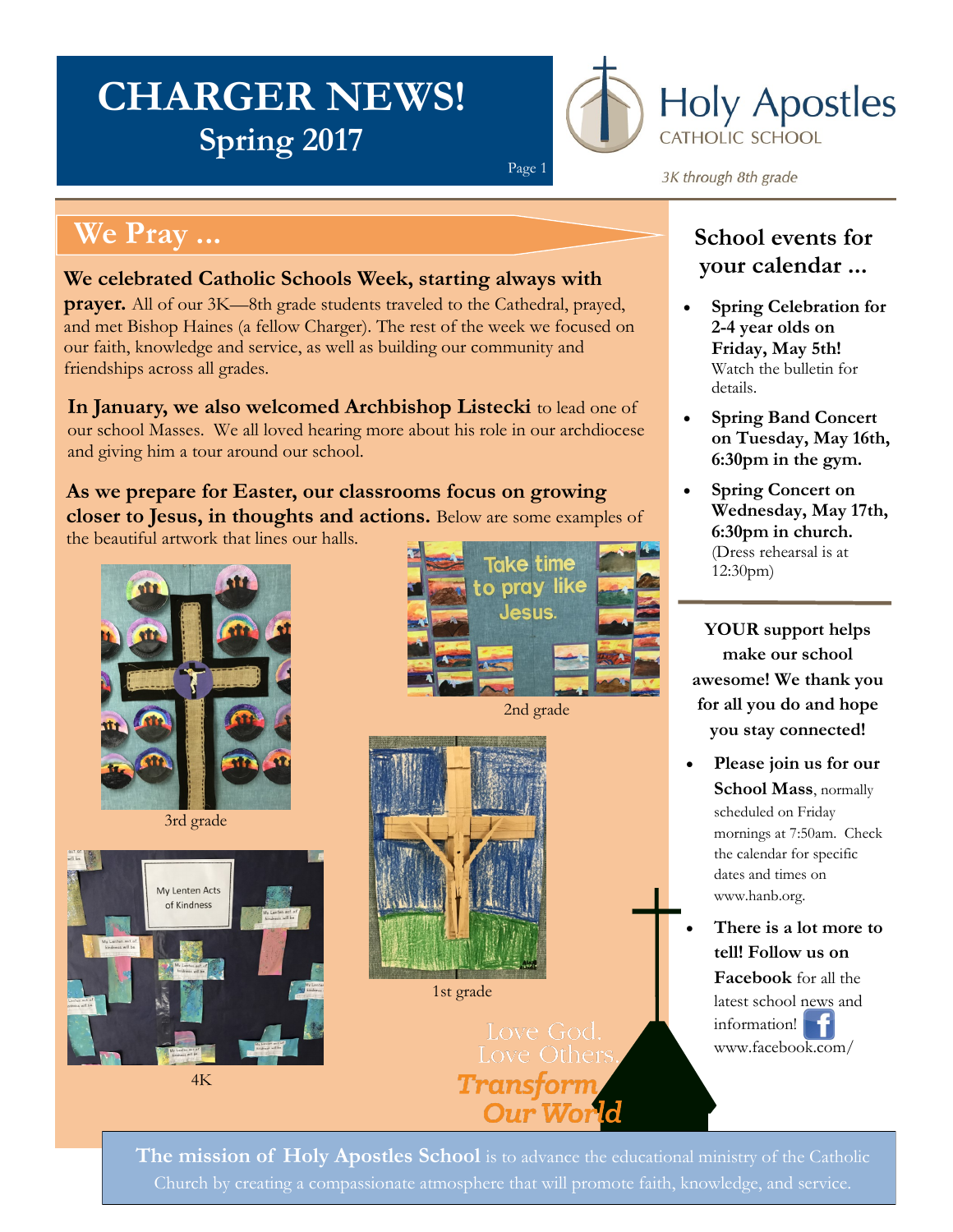# CHARGER NEWS!
## Spring 2017

Holy Apostles CATHOLIC SCHOOL

*3K through 8th grade*

## We Pray ...

**We celebrated Catholic Schools Week, starting always with prayer.** All of our 3K—8th grade students traveled to the Cathedral, prayed, and met Bishop Haines (a fellow Charger). The rest of the week we focused on our faith, knowledge and service, as well as building our community and friendships across all grades.

**In January, we also welcomed Archbishop Listecki** to lead one of our school Masses. We all loved hearing more about his role in our archdiocese and giving him a tour around our school.

**As we prepare for Easter, our classrooms focus on growing closer to Jesus, in thoughts and actions.** Below are some examples of the beautiful artwork that lines our halls.

3rd grade

2nd grade

1st grade

4K

Love God. Love Others. *Transform Our World*

## School events for your calendar ...

- **Spring Celebration for 2-4 year olds on Friday, May 5th!** Watch the bulletin for details.
- **Spring Band Concert on Tuesday, May 16th, 6:30pm in the gym.**
- **Spring Concert on Wednesday, May 17th, 6:30pm in church.** (Dress rehearsal is at 12:30pm)

**YOUR support helps make our school awesome! We thank you for all you do and hope you stay connected!**

- **Please join us for our School Mass**, normally scheduled on Friday mornings at 7:50am. Check the calendar for specific dates and times on www.hanb.org.
- **There is a lot more to tell! Follow us on Facebook** for all the latest school news and information! www.facebook.com/

**The mission of Holy Apostles School** is to advance the educational ministry of the Catholic Church by creating a compassionate atmosphere that will promote faith, knowledge, and service.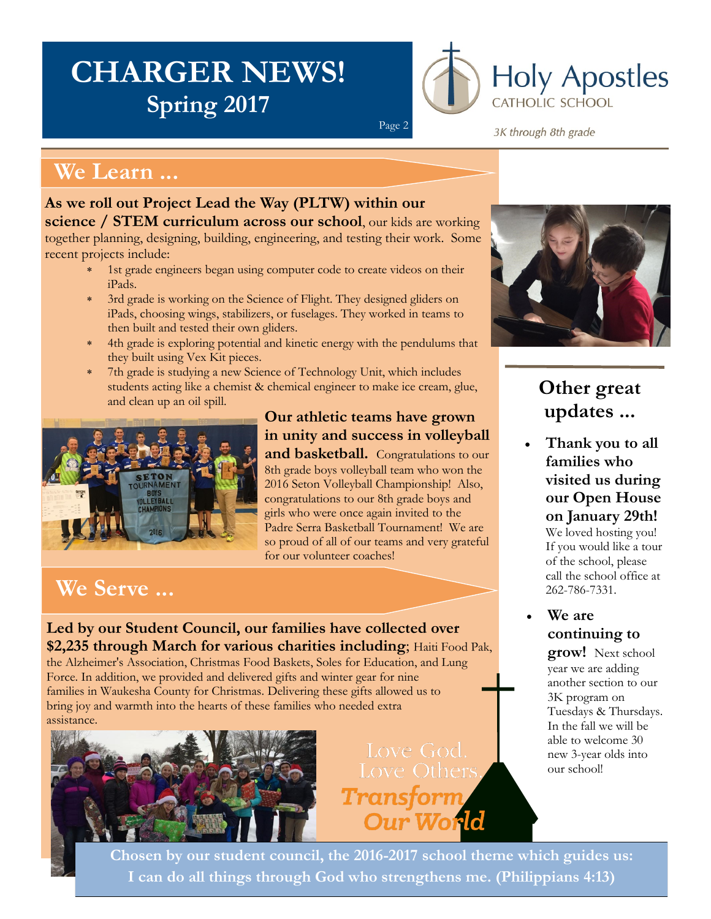# CHARGER NEWS!
## Spring 2017

Holy Apostles
CATHOLIC SCHOOL

*3K through 8th grade*

## We Learn ...

**As we roll out Project Lead the Way (PLTW) within our science / STEM curriculum across our school**, our kids are working together planning, designing, building, engineering, and testing their work. Some recent projects include:

- 1st grade engineers began using computer code to create videos on their iPads.
- 3rd grade is working on the Science of Flight. They designed gliders on iPads, choosing wings, stabilizers, or fuselages. They worked in teams to then built and tested their own gliders.
- 4th grade is exploring potential and kinetic energy with the pendulums that they built using Vex Kit pieces.
- 7th grade is studying a new Science of Technology Unit, which includes students acting like a chemist & chemical engineer to make ice cream, glue, and clean up an oil spill.

**Our athletic teams have grown in unity and success in volleyball and basketball.** Congratulations to our 8th grade boys volleyball team who won the 2016 Seton Volleyball Championship! Also, congratulations to our 8th grade boys and girls who were once again invited to the Padre Serra Basketball Tournament! We are so proud of all of our teams and very grateful for our volunteer coaches!

## We Serve ...

**Led by our Student Council, our families have collected over $2,235 through March for various charities including**; Haiti Food Pak, the Alzheimer's Association, Christmas Food Baskets, Soles for Education, and Lung Force. In addition, we provided and delivered gifts and winter gear for nine families in Waukesha County for Christmas. Delivering these gifts allowed us to bring joy and warmth into the hearts of these families who needed extra assistance.

Love God.
Love Others.
*Transform Our World*

## Other great updates ...

- **Thank you to all families who visited us during our Open House on January 29th!** We loved hosting you! If you would like a tour of the school, please call the school office at 262-786-7331.
- **We are continuing to grow!** Next school year we are adding another section to our 3K program on Tuesdays & Thursdays. In the fall we will be able to welcome 30 new 3-year olds into our school!

**Chosen by our student council, the 2016-2017 school theme which guides us: I can do all things through God who strengthens me. (Philippians 4:13)**